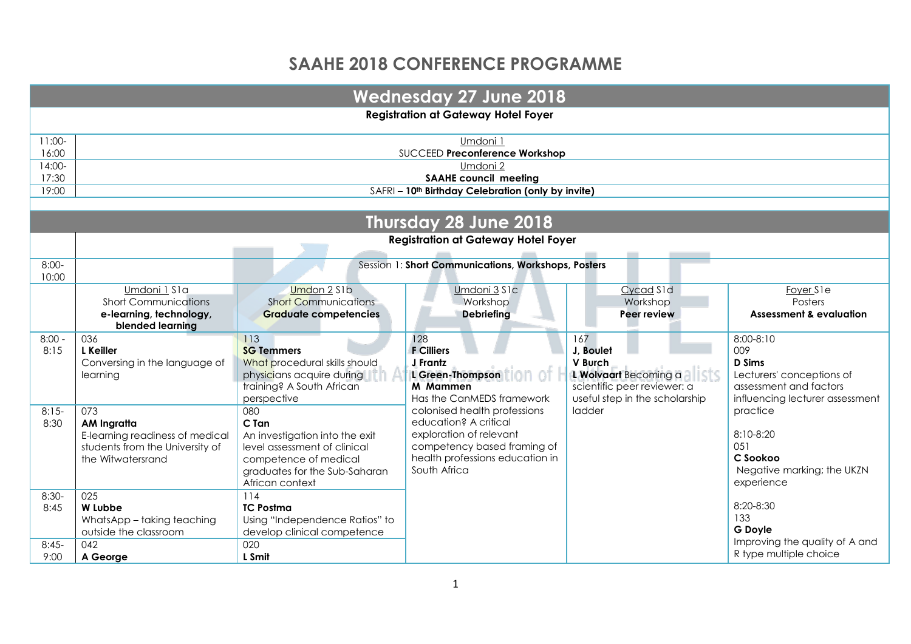# SAAHE 2018 CONFERENCE PROGRAMME

## Wednesday 27 June 2018

**Registration at Gateway Hotel Foyer**

| Time | Event |
|---|---|
| 11:00-16:00 | Umdoni 1<br>SUCCEED **Preconference Workshop** |
| 14:00-17:30 | Umdoni 2<br>**SAAHE council meeting** |
| 19:00 | SAFRI – **10th Birthday Celebration (only by invite)** |

## Thursday 28 June 2018

**Registration at Gateway Hotel Foyer**

8:00-10:00 Session 1: **Short Communications, Workshops, Posters**

| Time | Umdoni 1 S1a<br>Short Communications<br>**e-learning, technology, blended learning** | Umdon 2 S1b<br>Short Communications<br>**Graduate competencies** | Umdoni 3 S1c<br>Workshop<br>**Debriefing** | Cycad S1d<br>Workshop<br>**Peer review** | Foyer S1e<br>Posters<br>**Assessment & evaluation** |
|---|---|---|---|---|---|
| 8:00 - 8:15 | 036<br>**L Keiller**<br>Conversing in the language of learning | 113<br>**SG Temmers**<br>What procedural skills should physicians acquire during training? A South African perspective | 128<br>**F Cilliers**<br>**J Frantz**<br>**L Green-Thompson**<br>**M Mammen**<br>Has the CanMEDS framework colonised health professions education? A critical exploration of relevant competency based framing of health professions education in South Africa | 167<br>**J, Boulet**<br>**V Burch**<br>**L Wolvaart** Becoming a scientific peer reviewer: a useful step in the scholarship ladder | 8:00-8:10<br>009<br>**D Sims**<br>Lecturers' conceptions of assessment and factors influencing lecturer assessment practice<br><br>8:10-8:20<br>051<br>**C Sookoo**<br>Negative marking; the UKZN experience<br><br>8:20-8:30<br>133<br>**G Doyle**<br>Improving the quality of A and R type multiple choice |
| 8:15-8:30 | 073<br>**AM Ingratta**<br>E-learning readiness of medical students from the University of the Witwatersrand | 080<br>**C Tan**<br>An investigation into the exit level assessment of clinical competence of medical graduates for the Sub-Saharan African context | | | |
| 8:30-8:45 | 025<br>**W Lubbe**<br>WhatsApp – taking teaching outside the classroom | 114<br>**TC Postma**<br>Using "Independence Ratios" to develop clinical competence | | | |
| 8:45-9:00 | 042<br>**A George** | 020<br>**L Smit** | | | |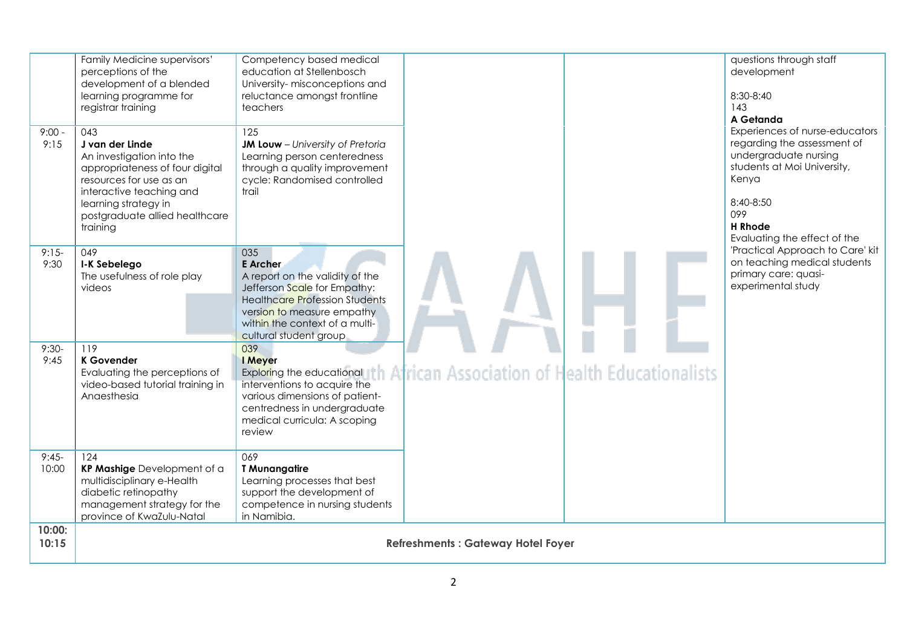| | | | | | |
|---|---|---|---|---|---|
| | Family Medicine supervisors' perceptions of the development of a blended learning programme for registrar training | Competency based medical education at Stellenbosch University- misconceptions and reluctance amongst frontline teachers | | | questions through staff development<br><br>8:30-8:40<br>143<br>**A Getanda**<br>Experiences of nurse-educators regarding the assessment of undergraduate nursing students at Moi University, Kenya<br><br>8:40-8:50<br>099<br>**H Rhode**<br>Evaluating the effect of the 'Practical Approach to Care' kit on teaching medical students primary care: quasi-experimental study |
| 9:00 - 9:15 | 043<br>**J van der Linde**<br>An investigation into the appropriateness of four digital resources for use as an interactive teaching and learning strategy in postgraduate allied healthcare training | 125<br>**JM Louw** – *University of Pretoria*<br>Learning person centeredness through a quality improvement cycle: Randomised controlled trail | | | |
| 9:15-9:30 | 049<br>**I-K Sebelego**<br>The usefulness of role play videos | 035<br>**E Archer**<br>A report on the validity of the Jefferson Scale for Empathy: Healthcare Profession Students version to measure empathy within the context of a multi-cultural student group | | | |
| 9:30-9:45 | 119<br>**K Govender**<br>Evaluating the perceptions of video-based tutorial training in Anaesthesia | 039<br>**I Meyer**<br>Exploring the educational interventions to acquire the various dimensions of patient-centredness in undergraduate medical curricula: A scoping review | | | |
| 9:45-10:00 | 124<br>**KP Mashige** Development of a multidisciplinary e-Health diabetic retinopathy management strategy for the province of KwaZulu-Natal | 069<br>**T Munangatire**<br>Learning processes that best support the development of competence in nursing students in Namibia. | | | |
| **10:00: 10:15** | **Refreshments : Gateway Hotel Foyer** | | | | |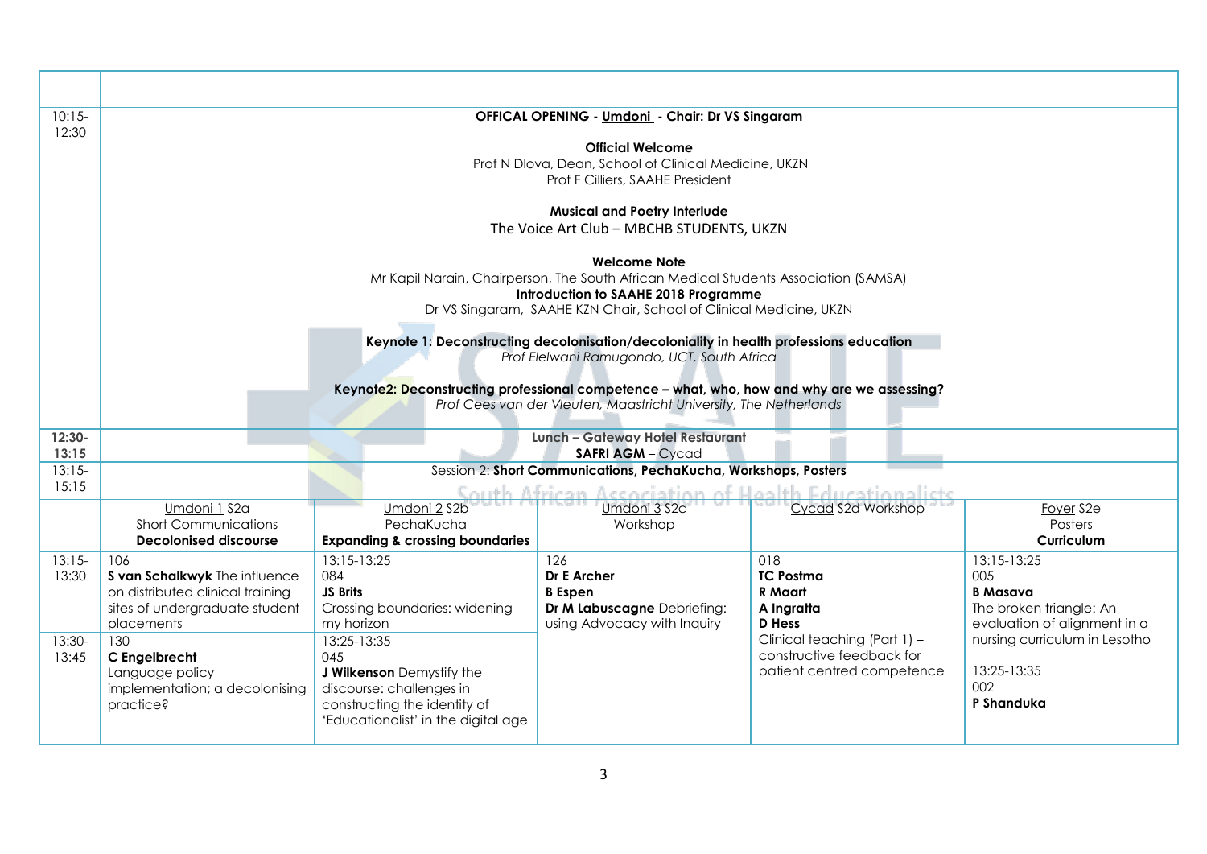| | | | | | |
|---|---|---|---|---|---|
| 10:15-12:30 | **OFFICAL OPENING - Umdoni - Chair: Dr VS Singaram**<br><br>**Official Welcome**<br>Prof N Dlova, Dean, School of Clinical Medicine, UKZN<br>Prof F Cilliers, SAAHE President<br><br>**Musical and Poetry Interlude**<br>The Voice Art Club – MBCHB STUDENTS, UKZN<br><br>**Welcome Note**<br>Mr Kapil Narain, Chairperson, The South African Medical Students Association (SAMSA)<br>**Introduction to SAAHE 2018 Programme**<br>Dr VS Singaram, SAAHE KZN Chair, School of Clinical Medicine, UKZN<br><br>**Keynote 1: Deconstructing decolonisation/decoloniality in health professions education**<br>*Prof Elelwani Ramugondo, UCT, South Africa*<br><br>**Keynote2: Deconstructing professional competence – what, who, how and why are we assessing?**<br>*Prof Cees van der Vleuten, Maastricht University, The Netherlands* | | | | |
| **12:30-13:15** | **Lunch – Gateway Hotel Restaurant**<br>**SAFRI AGM** – Cycad | | | | |
| 13:15-15:15 | Session 2: **Short Communications, PechaKucha, Workshops, Posters** | | | | |
| | Umdoni 1 S2a<br>Short Communications<br>**Decolonised discourse** | Umdoni 2 S2b<br>PechaKucha<br>**Expanding & crossing boundaries** | Umdoni 3 S2c<br>Workshop | Cycad S2d Workshop | Foyer S2e<br>Posters<br>**Curriculum** |
| 13:15-13:30 | 106<br>**S van Schalkwyk** The influence on distributed clinical training sites of undergraduate student placements | 13:15-13:25<br>084<br>**JS Brits**<br>Crossing boundaries: widening my horizon | 126<br>**Dr E Archer**<br>**B Espen**<br>**Dr M Labuscagne** Debriefing: using Advocacy with Inquiry | 018<br>**TC Postma**<br>**R Maart**<br>**A Ingratta**<br>**D Hess**<br>Clinical teaching (Part 1) – constructive feedback for patient centred competence | 13:15-13:25<br>005<br>**B Masava**<br>The broken triangle: An evaluation of alignment in a nursing curriculum in Lesotho |
| 13:30-13:45 | 130<br>**C Engelbrecht**<br>Language policy implementation; a decolonising practice? | 13:25-13:35<br>045<br>**J Wilkenson** Demystify the discourse: challenges in constructing the identity of 'Educationalist' in the digital age | | | 13:25-13:35<br>002<br>**P Shanduka** |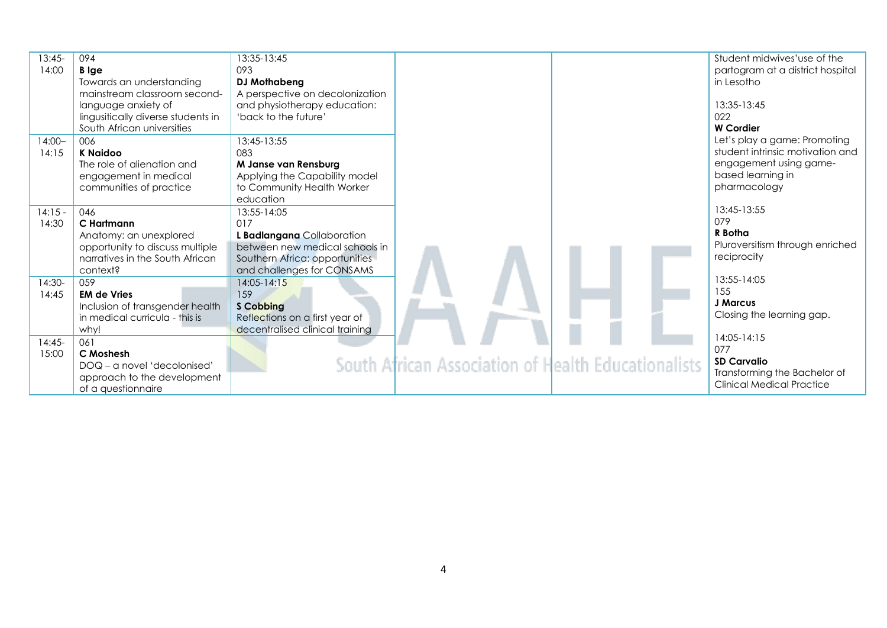| | | | | | |
|---|---|---|---|---|---|
| 13:45-14:00 | 094<br>**B Ige**<br>Towards an understanding mainstream classroom second-language anxiety of lingusitically diverse students in South African universities | 13:35-13:45<br>093<br>**DJ Mothabeng**<br>A perspective on decolonization and physiotherapy education: 'back to the future' | | | Student midwives'use of the partogram at a district hospital in Lesotho<br><br>13:35-13:45<br>022<br>**W Cordier**<br>Let's play a game: Promoting student intrinsic motivation and engagement using game-based learning in pharmacology |
| 14:00–14:15 | 006<br>**K Naidoo**<br>The role of alienation and engagement in medical communities of practice | 13:45-13:55<br>083<br>**M Janse van Rensburg**<br>Applying the Capability model to Community Health Worker education | | | |
| 14:15 - 14:30 | 046<br>**C Hartmann**<br>Anatomy: an unexplored opportunity to discuss multiple narratives in the South African context? | 13:55-14:05<br>017<br>**L Badlangana** Collaboration between new medical schools in Southern Africa: opportunities and challenges for CONSAMS | | | 13:45-13:55<br>079<br>**R Botha**<br>Pluroversitism through enriched reciprocity |
| 14:30-14:45 | 059<br>**EM de Vries**<br>Inclusion of transgender health in medical curricula - this is why! | 14:05-14:15<br>159<br>**S Cobbing**<br>Reflections on a first year of decentralised clinical training | | | 13:55-14:05<br>155<br>**J Marcus**<br>Closing the learning gap. |
| 14:45-15:00 | 061<br>**C Moshesh**<br>DOQ – a novel 'decolonised' approach to the development of a questionnaire | | | | 14:05-14:15<br>077<br>**SD Carvalio**<br>Transforming the Bachelor of Clinical Medical Practice |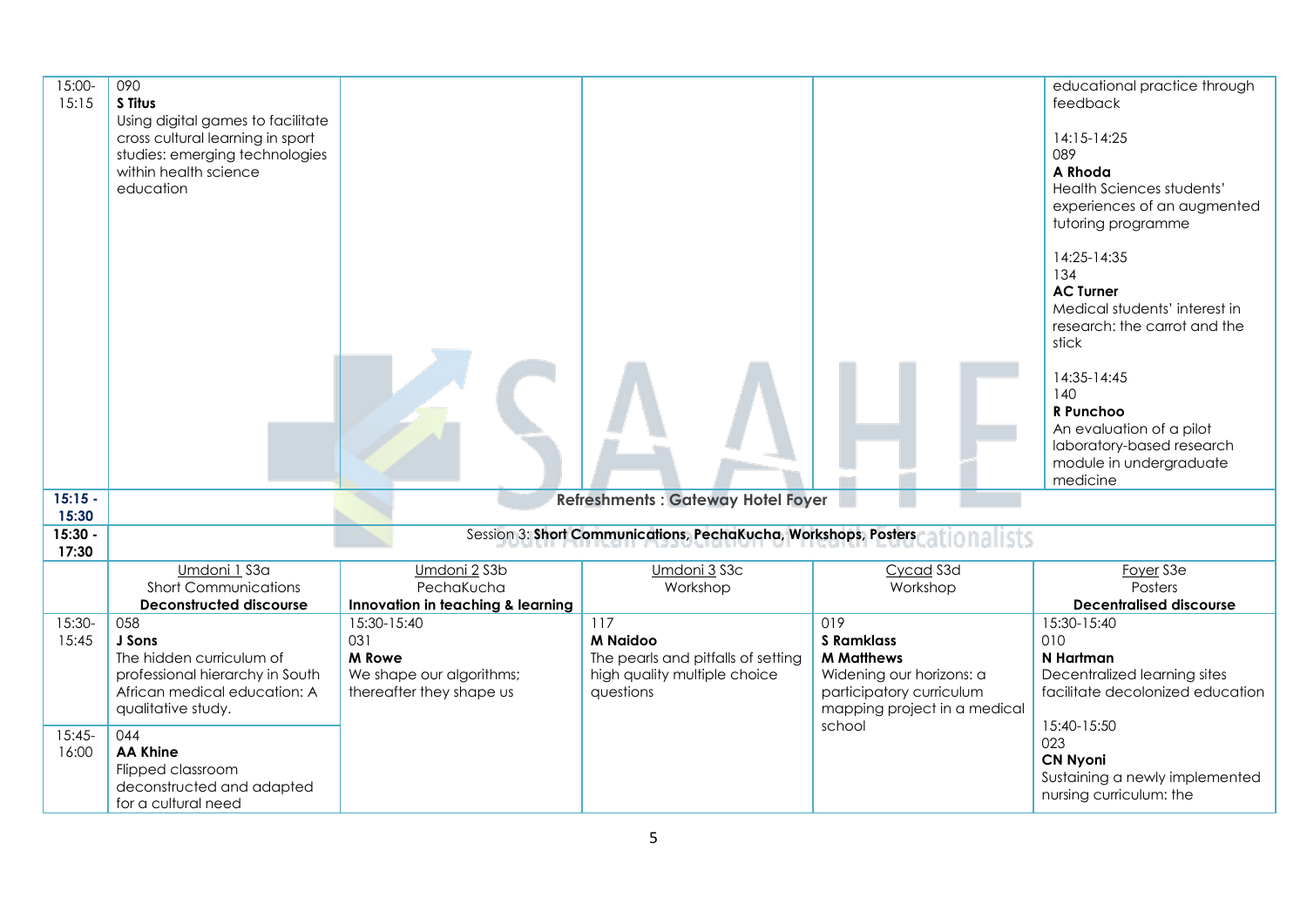| | | | | | |
|---|---|---|---|---|---|
| 15:00-15:15 | 090 **S Titus** Using digital games to facilitate cross cultural learning in sport studies: emerging technologies within health science education | | | | educational practice through feedback<br><br>14:15-14:25 089 **A Rhoda** Health Sciences students' experiences of an augmented tutoring programme<br><br>14:25-14:35 134 **AC Turner** Medical students' interest in research: the carrot and the stick<br><br>14:35-14:45 140 **R Punchoo** An evaluation of a pilot laboratory-based research module in undergraduate medicine |
| **15:15 - 15:30** | **Refreshments : Gateway Hotel Foyer** | | | | |
| **15:30 - 17:30** | Session 3: **Short Communications, PechaKucha, Workshops, Posters** | | | | |
| | Umdoni 1 S3a<br>Short Communications<br>**Deconstructed discourse** | Umdoni 2 S3b<br>PechaKucha<br>**Innovation in teaching & learning** | Umdoni 3 S3c<br>Workshop | Cycad S3d<br>Workshop | Foyer S3e<br>Posters<br>**Decentralised discourse** |
| 15:30-15:45 | 058 **J Sons** The hidden curriculum of professional hierarchy in South African medical education: A qualitative study. | 15:30-15:40 031 **M Rowe** We shape our algorithms; thereafter they shape us | 117 **M Naidoo** The pearls and pitfalls of setting high quality multiple choice questions | 019 **S Ramklass** **M Matthews** Widening our horizons: a participatory curriculum mapping project in a medical school | 15:30-15:40 010 **N Hartman** Decentralized learning sites facilitate decolonized education<br><br>15:40-15:50 023 **CN Nyoni** Sustaining a newly implemented nursing curriculum: the |
| 15:45-16:00 | 044 **AA Khine** Flipped classroom deconstructed and adapted for a cultural need | | | | |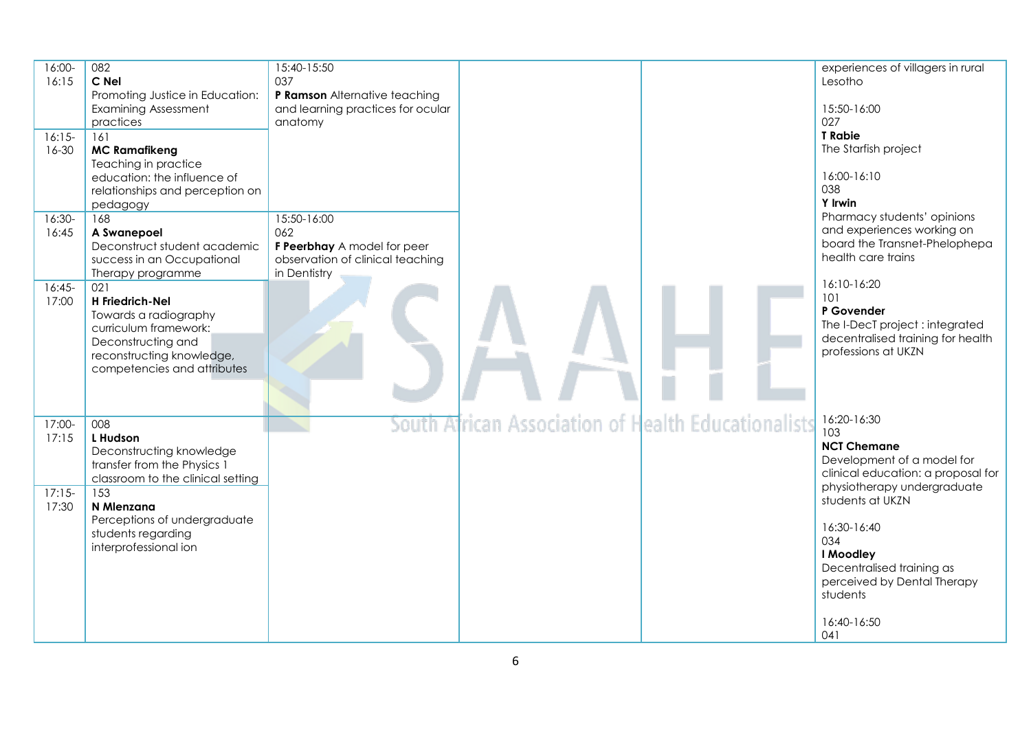| | | | | | |
|---|---|---|---|---|---|
| 16:00-16:15 | 082<br>**C Nel**<br>Promoting Justice in Education: Examining Assessment practices | 15:40-15:50<br>037<br>**P Ramson** Alternative teaching and learning practices for ocular anatomy | | | experiences of villagers in rural Lesotho<br><br>15:50-16:00<br>027<br>**T Rabie**<br>The Starfish project<br><br>16:00-16:10<br>038<br>**Y Irwin**<br>Pharmacy students' opinions and experiences working on board the Transnet-Phelophepa health care trains<br><br>16:10-16:20<br>101<br>**P Govender**<br>The I-DecT project : integrated decentralised training for health professions at UKZN |
| 16:15-16-30 | 161<br>**MC Ramafikeng**<br>Teaching in practice education: the influence of relationships and perception on pedagogy | | | | |
| 16:30-16:45 | 168<br>**A Swanepoel**<br>Deconstruct student academic success in an Occupational Therapy programme | 15:50-16:00<br>062<br>**F Peerbhay** A model for peer observation of clinical teaching in Dentistry | | | |
| 16:45-17:00 | 021<br>**H Friedrich-Nel**<br>Towards a radiography curriculum framework: Deconstructing and reconstructing knowledge, competencies and attributes | | | | |
| 17:00-17:15 | 008<br>**L Hudson**<br>Deconstructing knowledge transfer from the Physics 1 classroom to the clinical setting | | | | 16:20-16:30<br>103<br>**NCT Chemane**<br>Development of a model for clinical education: a proposal for physiotherapy undergraduate students at UKZN<br><br>16:30-16:40<br>034<br>**I Moodley**<br>Decentralised training as perceived by Dental Therapy students<br><br>16:40-16:50<br>041 |
| 17:15-17:30 | 153<br>**N Mlenzana**<br>Perceptions of undergraduate students regarding interprofessional ion | | | | |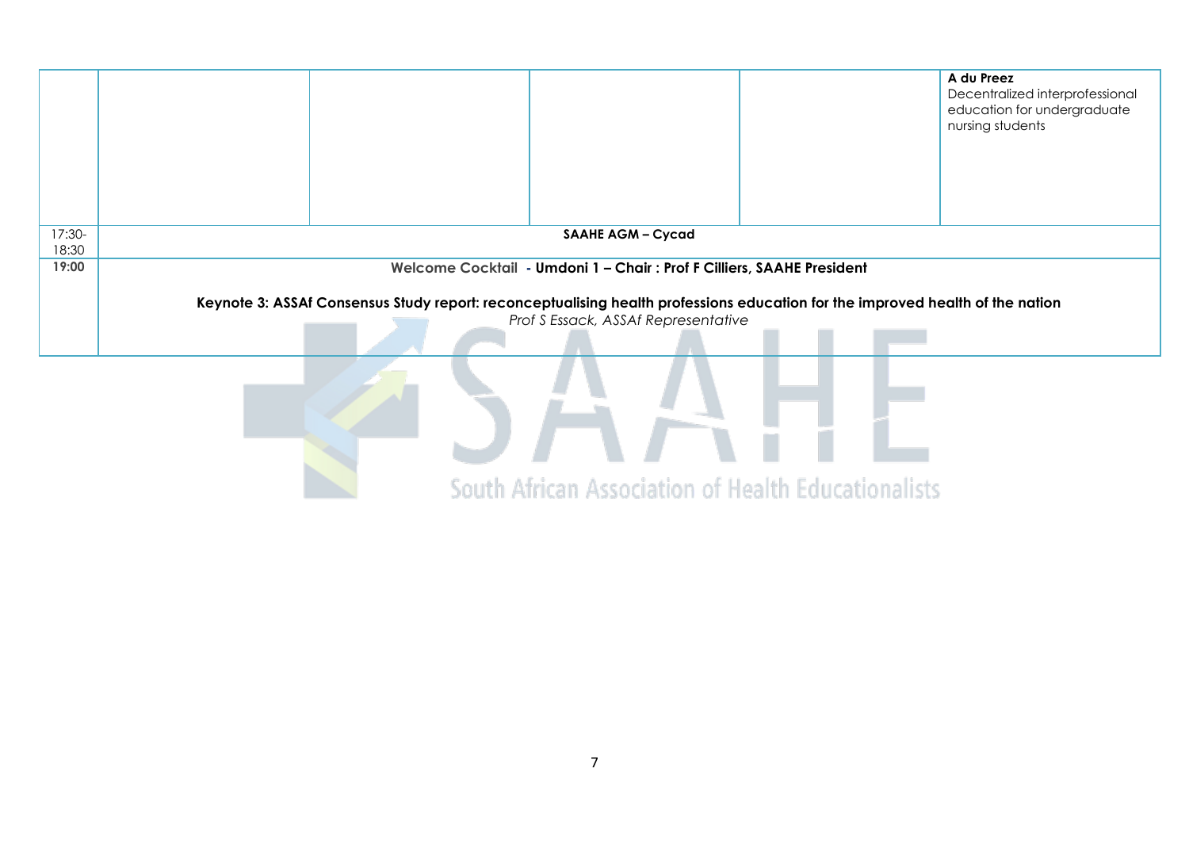|  |  |  |  |  |  |
|---|---|---|---|---|---|
|  |  |  |  |  | **A du Preez**<br>Decentralized interprofessional education for undergraduate nursing students |
| 17:30-18:30 | **SAAHE AGM – Cycad** | | | | |
| **19:00** | **Welcome Cocktail - Umdoni 1 – Chair : Prof F Cilliers, SAAHE President**<br><br>**Keynote 3: ASSAf Consensus Study report: reconceptualising health professions education for the improved health of the nation**<br>*Prof S Essack, ASSAf Representative* | | | | |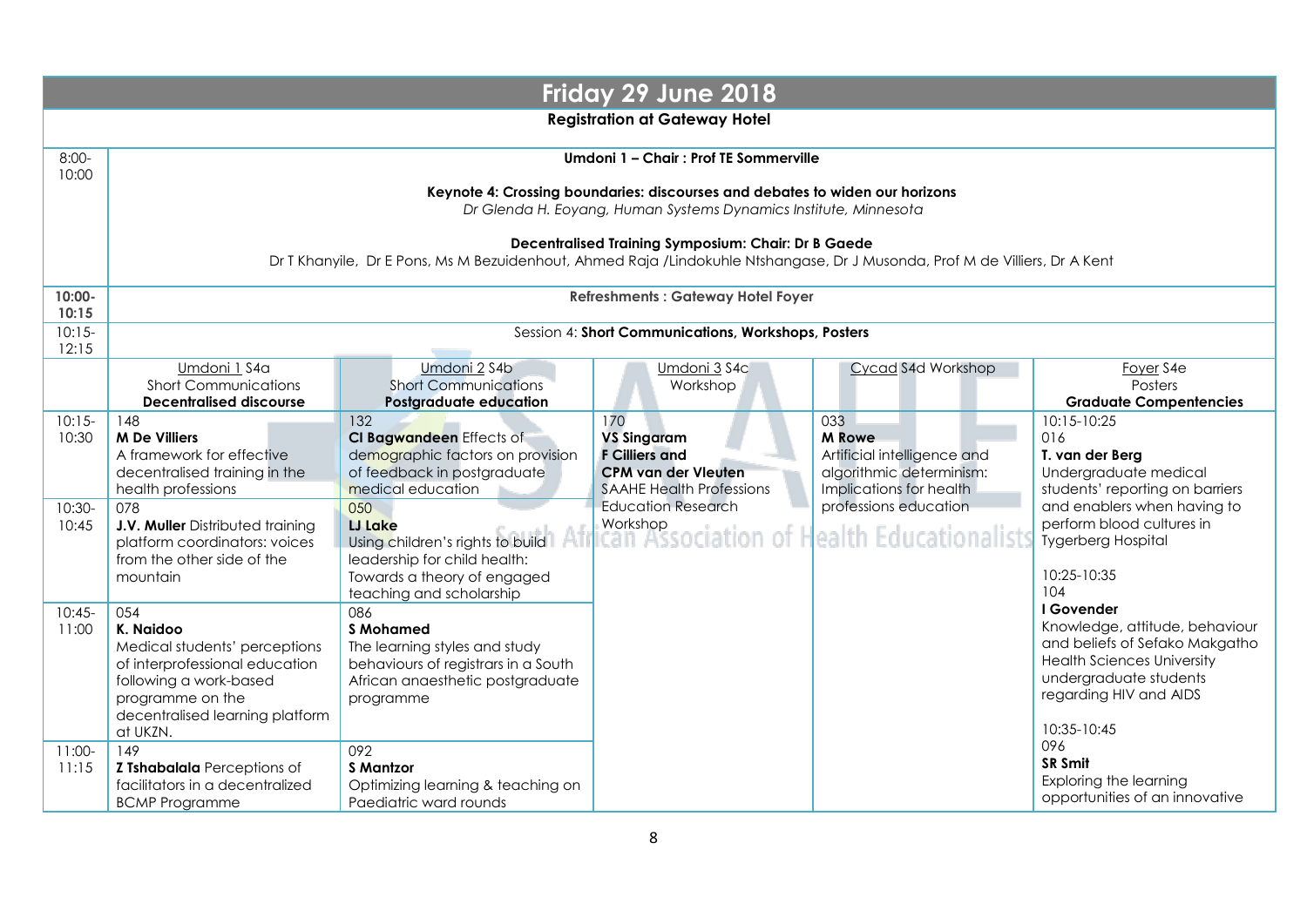# Friday 29 June 2018

**Registration at Gateway Hotel**

| | | | | | |
|---|---|---|---|---|---|
| 8:00-10:00 | **Umdoni 1 – Chair : Prof TE Sommerville**<br><br>**Keynote 4: Crossing boundaries: discourses and debates to widen our horizons**<br>*Dr Glenda H. Eoyang, Human Systems Dynamics Institute, Minnesota*<br><br>**Decentralised Training Symposium: Chair: Dr B Gaede**<br>Dr T Khanyile, Dr E Pons, Ms M Bezuidenhout, Ahmed Raja /Lindokuhle Ntshangase, Dr J Musonda, Prof M de Villiers, Dr A Kent | | | | |
| **10:00-10:15** | **Refreshments : Gateway Hotel Foyer** | | | | |
| 10:15-12:15 | Session 4: **Short Communications, Workshops, Posters** | | | | |
| | Umdoni 1 S4a<br>Short Communications<br>**Decentralised discourse** | Umdoni 2 S4b<br>Short Communications<br>**Postgraduate education** | Umdoni 3 S4c<br>Workshop | Cycad S4d Workshop | Foyer S4e<br>Posters<br>**Graduate Compentencies** |
| 10:15-10:30 | 148<br>**M De Villiers**<br>A framework for effective decentralised training in the health professions | 132<br>**CI Bagwandeen** Effects of demographic factors on provision of feedback in postgraduate medical education | 170<br>**VS Singaram**<br>**F Cilliers and**<br>**CPM van der Vleuten**<br>SAAHE Health Professions Education Research Workshop | 033<br>**M Rowe**<br>Artificial intelligence and algorithmic determinism: Implications for health professions education | 10:15-10:25<br>016<br>**T. van der Berg**<br>Undergraduate medical students' reporting on barriers and enablers when having to perform blood cultures in Tygerberg Hospital<br><br>10:25-10:35<br>104<br>**I Govender**<br>Knowledge, attitude, behaviour and beliefs of Sefako Makgatho Health Sciences University undergraduate students regarding HIV and AIDS<br><br>10:35-10:45<br>096<br>**SR Smit**<br>Exploring the learning opportunities of an innovative |
| 10:30-10:45 | 078<br>**J.V. Muller** Distributed training platform coordinators: voices from the other side of the mountain | 050<br>**LJ Lake**<br>Using children's rights to build leadership for child health: Towards a theory of engaged teaching and scholarship | | | |
| 10:45-11:00 | 054<br>**K. Naidoo**<br>Medical students' perceptions of interprofessional education following a work-based programme on the decentralised learning platform at UKZN. | 086<br>**S Mohamed**<br>The learning styles and study behaviours of registrars in a South African anaesthetic postgraduate programme | | | |
| 11:00-11:15 | 149<br>**Z Tshabalala** Perceptions of facilitators in a decentralized BCMP Programme | 092<br>**S Mantzor**<br>Optimizing learning & teaching on Paediatric ward rounds | | | |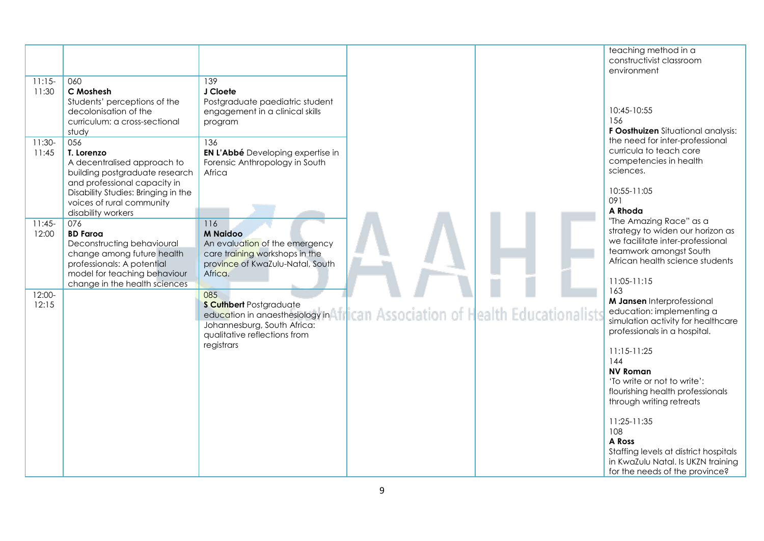|  |  |  |  |  | teaching method in a constructivist classroom environment<br><br>10:45-10:55<br>156<br>**F Oosthuizen** Situational analysis: the need for inter-professional curricula to teach core competencies in health sciences.<br><br>10:55-11:05<br>091<br>**A Rhoda**<br>"The Amazing Race" as a strategy to widen our horizon as we facilitate inter-professional teamwork amongst South African health science students<br><br>11:05-11:15<br>163<br>**M Jansen** Interprofessional education: implementing a simulation activity for healthcare professionals in a hospital.<br><br>11:15-11:25<br>144<br>**NV Roman**<br>'To write or not to write': flourishing health professionals through writing retreats<br><br>11:25-11:35<br>108<br>**A Ross**<br>Staffing levels at district hospitals in KwaZulu Natal. Is UKZN training for the needs of the province? |
|---|---|---|---|---|---|
| 11:15-11:30 | 060<br>**C Moshesh**<br>Students' perceptions of the decolonisation of the curriculum: a cross-sectional study | 139<br>**J Cloete**<br>Postgraduate paediatric student engagement in a clinical skills program |  |  |  |
| 11:30-11:45 | 056<br>**T. Lorenzo**<br>A decentralised approach to building postgraduate research and professional capacity in Disability Studies: Bringing in the voices of rural community disability workers | 136<br>**EN L'Abbé** Developing expertise in Forensic Anthropology in South Africa |  |  |  |
| 11:45-12:00 | 076<br>**BD Faroa**<br>Deconstructing behavioural change among future health professionals: A potential model for teaching behaviour change in the health sciences | 116<br>**M Naidoo**<br>An evaluation of the emergency care training workshops in the province of KwaZulu-Natal, South Africa. |  |  |  |
| 12:00-12:15 |  | 085<br>**S Cuthbert** Postgraduate education in anaesthesiology in Johannesburg, South Africa: qualitative reflections from registrars |  |  |  |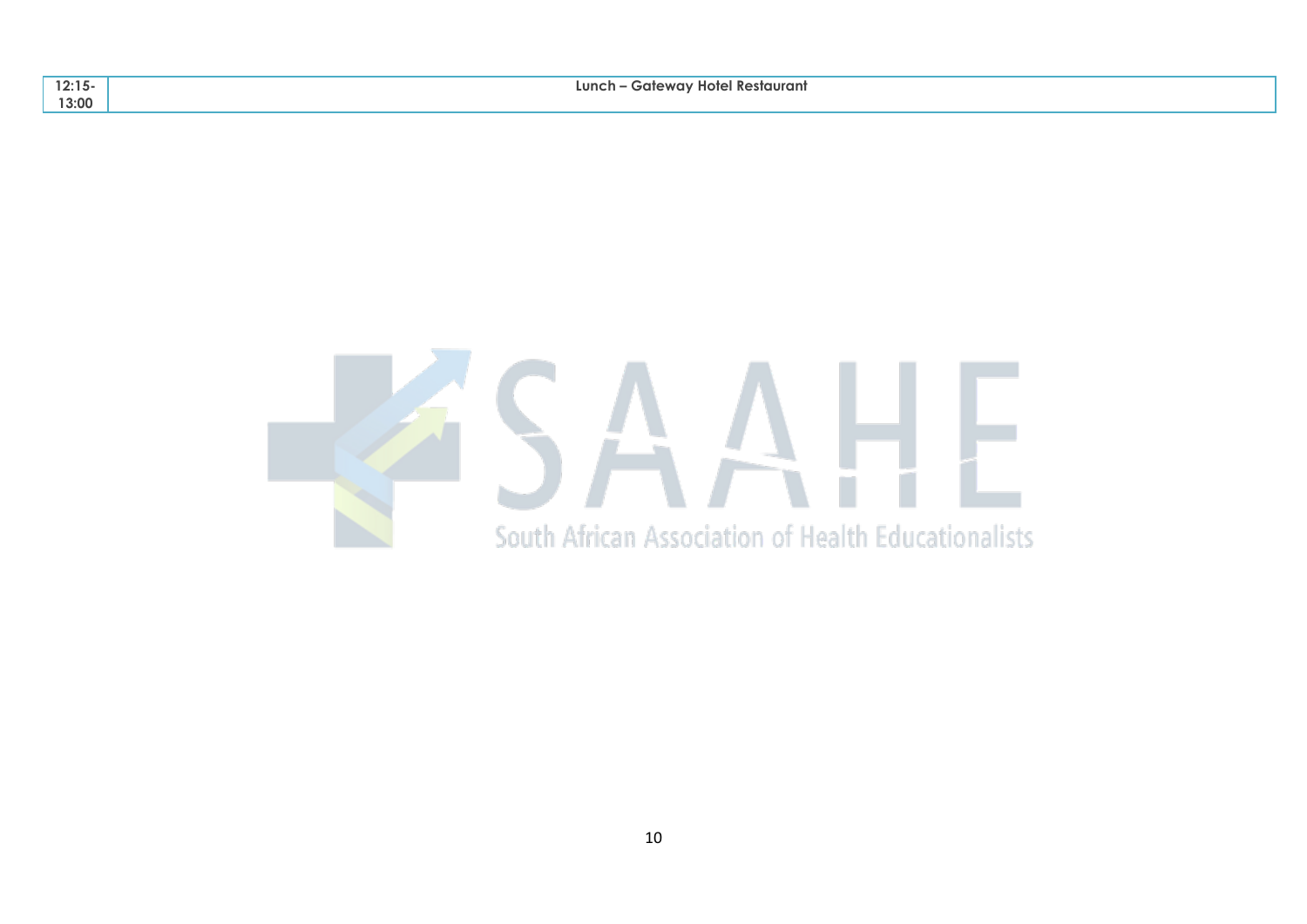| 12:15-13:00 | **Lunch – Gateway Hotel Restaurant** |
| --- | --- |

South African Association of Health Educationalists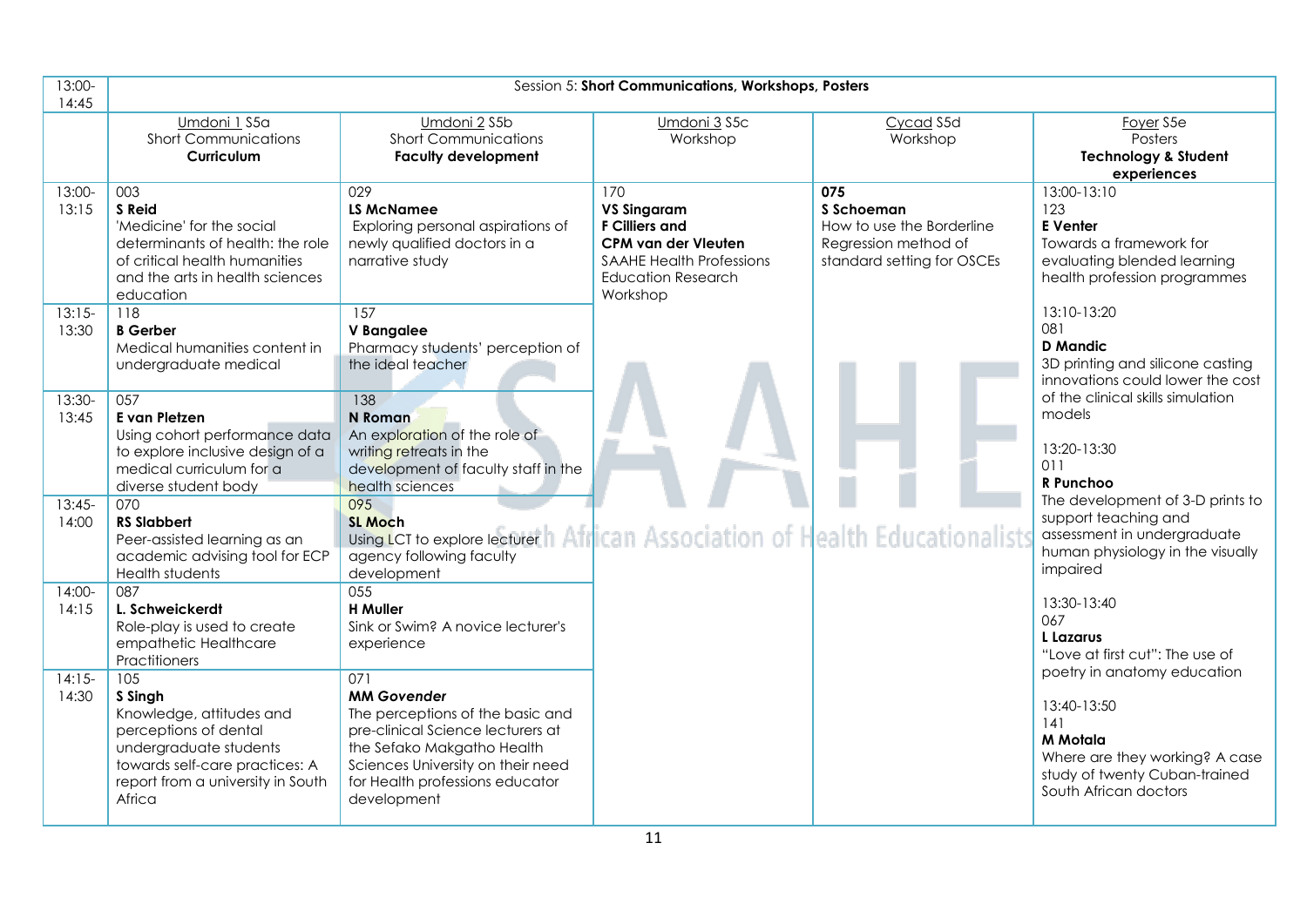| 13:00-14:45 | Session 5: **Short Communications, Workshops, Posters** | | | | |
|---|---|---|---|---|---|
| | Umdoni 1 S5a<br>Short Communications<br>**Curriculum** | Umdoni 2 S5b<br>Short Communications<br>**Faculty development** | Umdoni 3 S5c<br>Workshop | Cycad S5d<br>Workshop | Foyer S5e<br>Posters<br>**Technology & Student experiences** |
| 13:00-13:15 | 003<br>**S Reid**<br>'Medicine' for the social determinants of health: the role of critical health humanities and the arts in health sciences education | 029<br>**LS McNamee**<br>Exploring personal aspirations of newly qualified doctors in a narrative study | 170<br>**VS Singaram**<br>**F Cilliers and**<br>**CPM van der Vleuten**<br>SAAHE Health Professions Education Research Workshop | **075**<br>**S Schoeman**<br>How to use the Borderline Regression method of standard setting for OSCEs | 13:00-13:10<br>123<br>**E Venter**<br>Towards a framework for evaluating blended learning health profession programmes<br><br>13:10-13:20<br>081<br>**D Mandic**<br>3D printing and silicone casting innovations could lower the cost of the clinical skills simulation models<br><br>13:20-13:30<br>011<br>**R Punchoo**<br>The development of 3-D prints to support teaching and assessment in undergraduate human physiology in the visually impaired<br><br>13:30-13:40<br>067<br>**L Lazarus**<br>"Love at first cut": The use of poetry in anatomy education<br><br>13:40-13:50<br>141<br>**M Motala**<br>Where are they working? A case study of twenty Cuban-trained South African doctors |
| 13:15-13:30 | 118<br>**B Gerber**<br>Medical humanities content in undergraduate medical | 157<br>**V Bangalee**<br>Pharmacy students' perception of the ideal teacher | | | |
| 13:30-13:45 | 057<br>**E van Pletzen**<br>Using cohort performance data to explore inclusive design of a medical curriculum for a diverse student body | 138<br>**N Roman**<br>An exploration of the role of writing retreats in the development of faculty staff in the health sciences | | | |
| 13:45-14:00 | 070<br>**RS Slabbert**<br>Peer-assisted learning as an academic advising tool for ECP Health students | 095<br>**SL Moch**<br>Using LCT to explore lecturer agency following faculty development | | | |
| 14:00-14:15 | 087<br>**L. Schweickerdt**<br>Role-play is used to create empathetic Healthcare Practitioners | 055<br>**H Muller**<br>Sink or Swim? A novice lecturer's experience | | | |
| 14:15-14:30 | 105<br>**S Singh**<br>Knowledge, attitudes and perceptions of dental undergraduate students towards self-care practices: A report from a university in South Africa | 071<br>***MM Govender***<br>The perceptions of the basic and pre-clinical Science lecturers at the Sefako Makgatho Health Sciences University on their need for Health professions educator development | | | |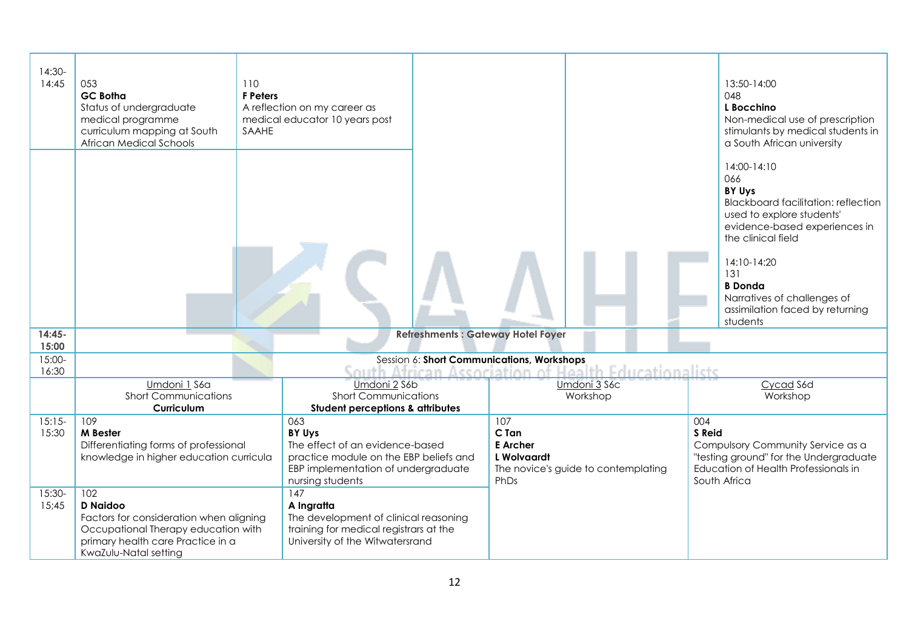| | | | | | | |
|---|---|---|---|---|---|---|
| 14:30-14:45 | 053<br>**GC Botha**<br>Status of undergraduate medical programme curriculum mapping at South African Medical Schools | 110<br>**F Peters**<br>A reflection on my career as medical educator 10 years post SAAHE | | | | 13:50-14:00<br>048<br>**L Bocchino**<br>Non-medical use of prescription stimulants by medical students in a South African university<br><br>14:00-14:10<br>066<br>**BY Uys**<br>Blackboard facilitation: reflection used to explore students' evidence-based experiences in the clinical field<br><br>14:10-14:20<br>131<br>**B Donda**<br>Narratives of challenges of assimilation faced by returning students |
| **14:45-15:00** | **Refreshments : Gateway Hotel Foyer** | | | | | |
| 15:00-16:30 | Session 6: **Short Communications, Workshops** | | | | | |

| | | | | |
|---|---|---|---|---|
| | Umdoni 1 S6a<br>Short Communications<br>**Curriculum** | Umdoni 2 S6b<br>Short Communications<br>**Student perceptions & attributes** | Umdoni 3 S6c<br>Workshop | Cycad S6d<br>Workshop |
| 15:15-15:30 | 109<br>**M Bester**<br>Differentiating forms of professional knowledge in higher education curricula | 063<br>**BY Uys**<br>The effect of an evidence-based practice module on the EBP beliefs and EBP implementation of undergraduate nursing students | 107<br>**C Tan**<br>**E Archer**<br>**L Wolvaardt**<br>The novice's guide to contemplating PhDs | 004<br>**S Reid**<br>Compulsory Community Service as a "testing ground" for the Undergraduate Education of Health Professionals in South Africa |
| 15:30-15;45 | 102<br>**D Naidoo**<br>Factors for consideration when aligning Occupational Therapy education with primary health care Practice in a KwaZulu-Natal setting | 147<br>**A Ingratta**<br>The development of clinical reasoning training for medical registrars at the University of the Witwatersrand | | |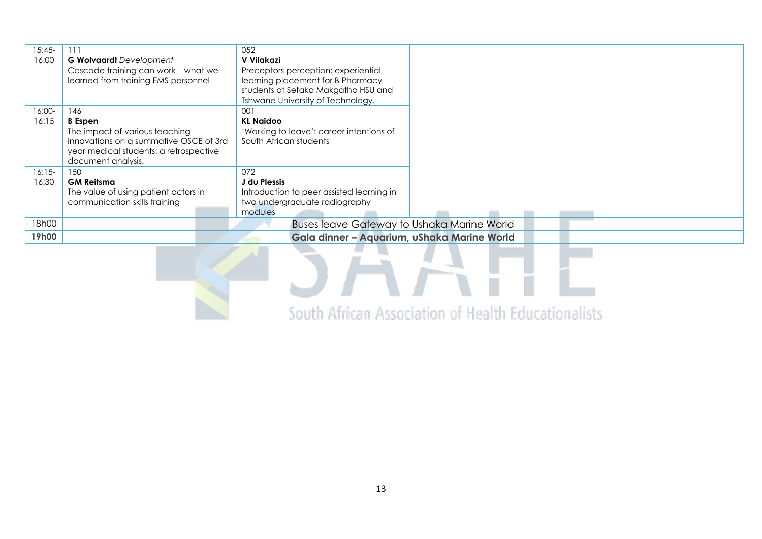| | | | | |
|---|---|---|---|---|
| 15:45-16:00 | 111<br>**G Wolvaardt** *Development*<br>Cascade training can work – what we learned from training EMS personnel | 052<br>**V Vilakazi**<br>Preceptors perception: experiential learning placement for B Pharmacy students at Sefako Makgatho HSU and Tshwane University of Technology. | | |
| 16:00-16:15 | 146<br>**B Espen**<br>The impact of various teaching innovations on a summative OSCE of 3rd year medical students: a retrospective document analysis. | 001<br>**KL Naidoo**<br>'Working to leave': career intentions of South African students | | |
| 16:15-16:30 | 150<br>**GM Reitsma**<br>The value of using patient actors in communication skills training | 072<br>**J du Plessis**<br>Introduction to peer assisted learning in two undergraduate radiography modules | | |
| 18h00 | Buses leave Gateway to Ushaka Marine World | | | |
| **19h00** | **Gala dinner – Aquarium, uShaka Marine World** | | | |

South African Association of Health Educationalists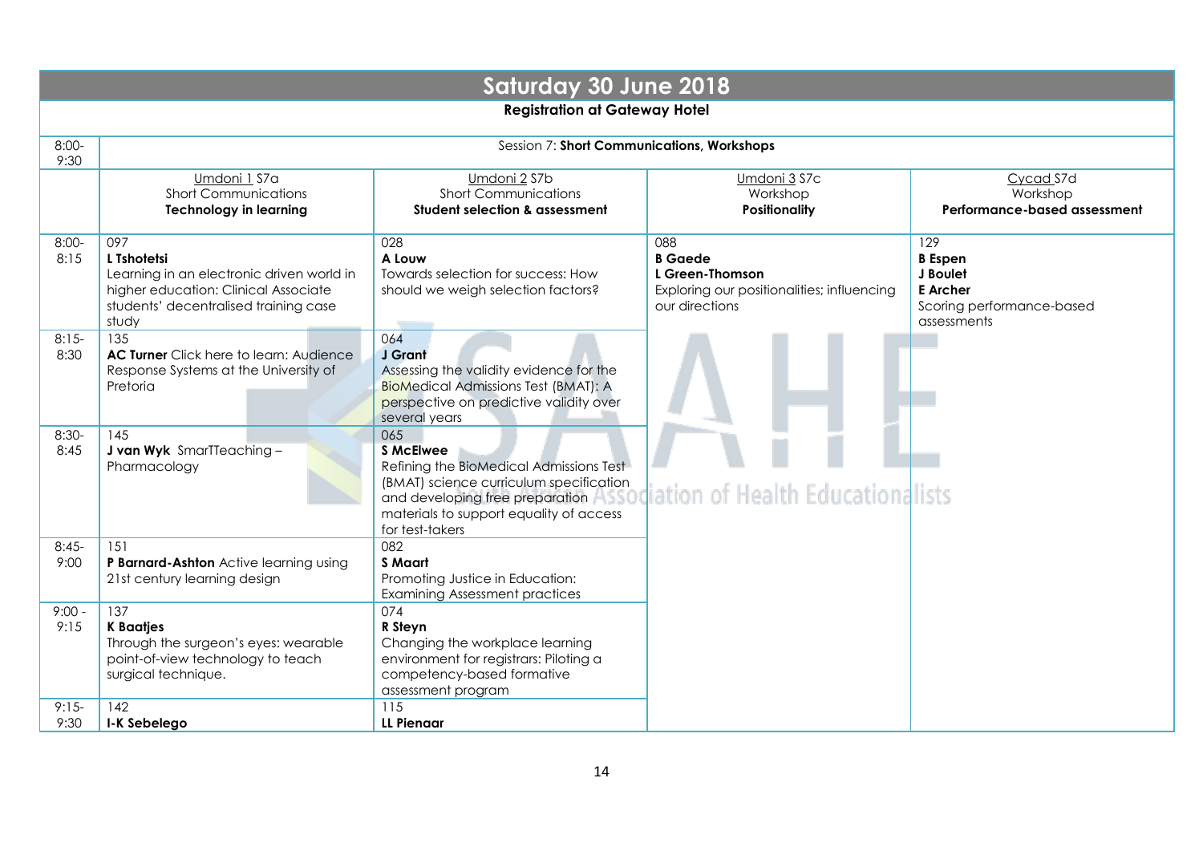## Saturday 30 June 2018

**Registration at Gateway Hotel**

| | | | | |
|---|---|---|---|---|
| 8:00-9:30 | Session 7: **Short Communications, Workshops** | | | |
| | Umdoni 1 S7a<br>Short Communications<br>**Technology in learning** | Umdoni 2 S7b<br>Short Communications<br>**Student selection & assessment** | Umdoni 3 S7c<br>Workshop<br>**Positionality** | Cycad S7d<br>Workshop<br>**Performance-based assessment** |
| 8:00-8:15 | 097<br>**L Tshotetsi**<br>Learning in an electronic driven world in higher education: Clinical Associate students' decentralised training case study | 028<br>**A Louw**<br>Towards selection for success: How should we weigh selection factors? | 088<br>**B Gaede**<br>**L Green-Thomson**<br>Exploring our positionalities; influencing our directions | 129<br>**B Espen**<br>**J Boulet**<br>**E Archer**<br>Scoring performance-based assessments |
| 8:15-8:30 | 135<br>**AC Turner** Click here to learn: Audience Response Systems at the University of Pretoria | 064<br>**J Grant**<br>Assessing the validity evidence for the BioMedical Admissions Test (BMAT): A perspective on predictive validity over several years | | |
| 8:30-8:45 | 145<br>**J van Wyk** SmarTTeaching – Pharmacology | 065<br>**S McElwee**<br>Refining the BioMedical Admissions Test (BMAT) science curriculum specification and developing free preparation materials to support equality of access for test-takers | | |
| 8:45-9:00 | 151<br>**P Barnard-Ashton** Active learning using 21st century learning design | 082<br>**S Maart**<br>Promoting Justice in Education: Examining Assessment practices | | |
| 9:00 - 9:15 | 137<br>**K Baatjes**<br>Through the surgeon's eyes: wearable point-of-view technology to teach surgical technique. | 074<br>**R Steyn**<br>Changing the workplace learning environment for registrars: Piloting a competency-based formative assessment program | | |
| 9:15-9:30 | 142<br>**I-K Sebelego** | 115<br>**LL Pienaar** | | |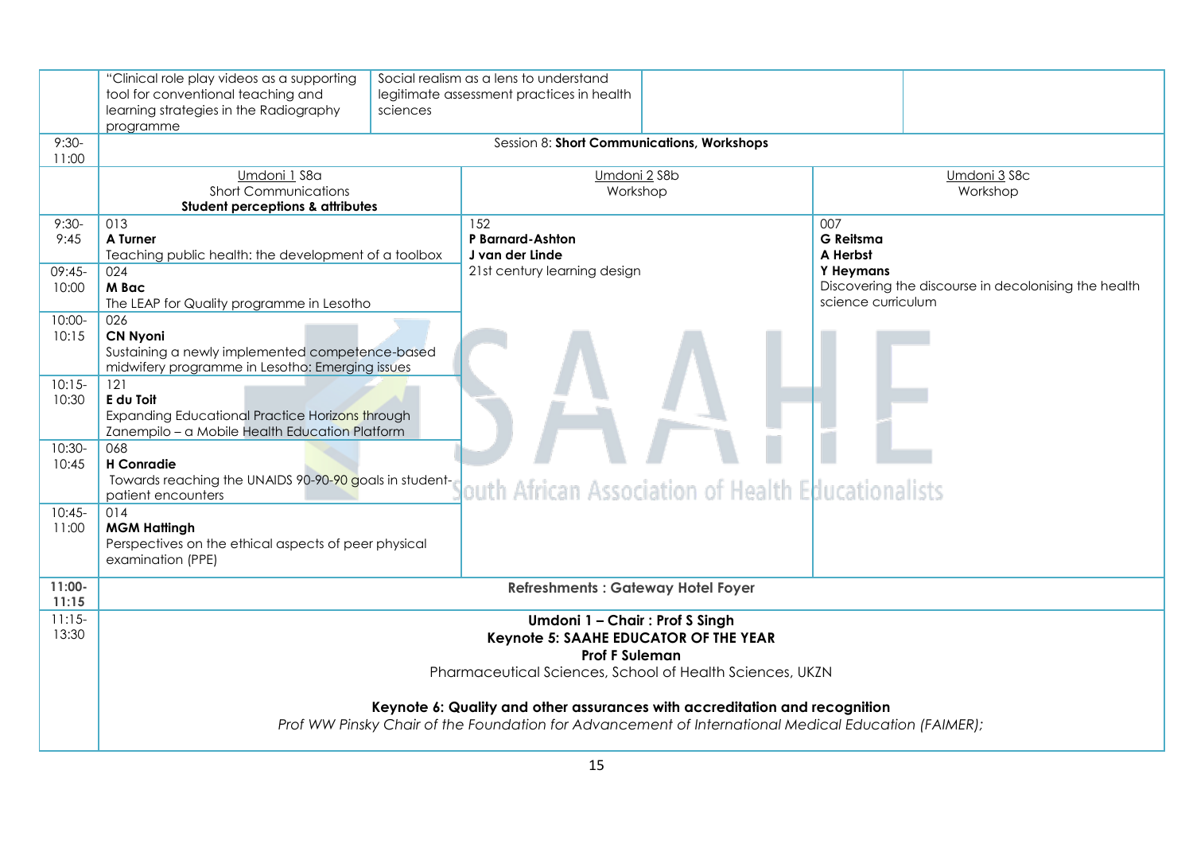| | | | | |
|---|---|---|---|---|
| | "Clinical role play videos as a supporting tool for conventional teaching and learning strategies in the Radiography programme | Social realism as a lens to understand legitimate assessment practices in health sciences | | |
| 9:30-11:00 | Session 8: **Short Communications, Workshops** | | | |
| | Umdoni 1 S8a<br>Short Communications<br>**Student perceptions & attributes** | Umdoni 2 S8b<br>Workshop | Umdoni 3 S8c<br>Workshop | |
| 9:30-9:45 | 013<br>**A Turner**<br>Teaching public health: the development of a toolbox | 152<br>**P Barnard-Ashton**<br>**J van der Linde**<br>21st century learning design | 007<br>**G Reitsma**<br>**A Herbst**<br>**Y Heymans**<br>Discovering the discourse in decolonising the health science curriculum | |
| 09:45-10:00 | 024<br>**M Bac**<br>The LEAP for Quality programme in Lesotho | | | |
| 10:00-10:15 | 026<br>**CN Nyoni**<br>Sustaining a newly implemented competence-based midwifery programme in Lesotho: Emerging issues | | | |
| 10:15-10:30 | 121<br>**E du Toit**<br>Expanding Educational Practice Horizons through Zanempilo – a Mobile Health Education Platform | | | |
| 10:30-10:45 | 068<br>**H Conradie**<br>Towards reaching the UNAIDS 90-90-90 goals in student-patient encounters | | | |
| 10:45-11:00 | 014<br>**MGM Hattingh**<br>Perspectives on the ethical aspects of peer physical examination (PPE) | | | |
| **11:00-11:15** | **Refreshments : Gateway Hotel Foyer** | | | |
| 11:15-13:30 | **Umdoni 1 – Chair : Prof S Singh**<br>**Keynote 5: SAAHE EDUCATOR OF THE YEAR**<br>**Prof F Suleman**<br>Pharmaceutical Sciences, School of Health Sciences, UKZN<br><br>**Keynote 6: Quality and other assurances with accreditation and recognition**<br>*Prof WW Pinsky Chair of the Foundation for Advancement of International Medical Education (FAIMER);* | | | |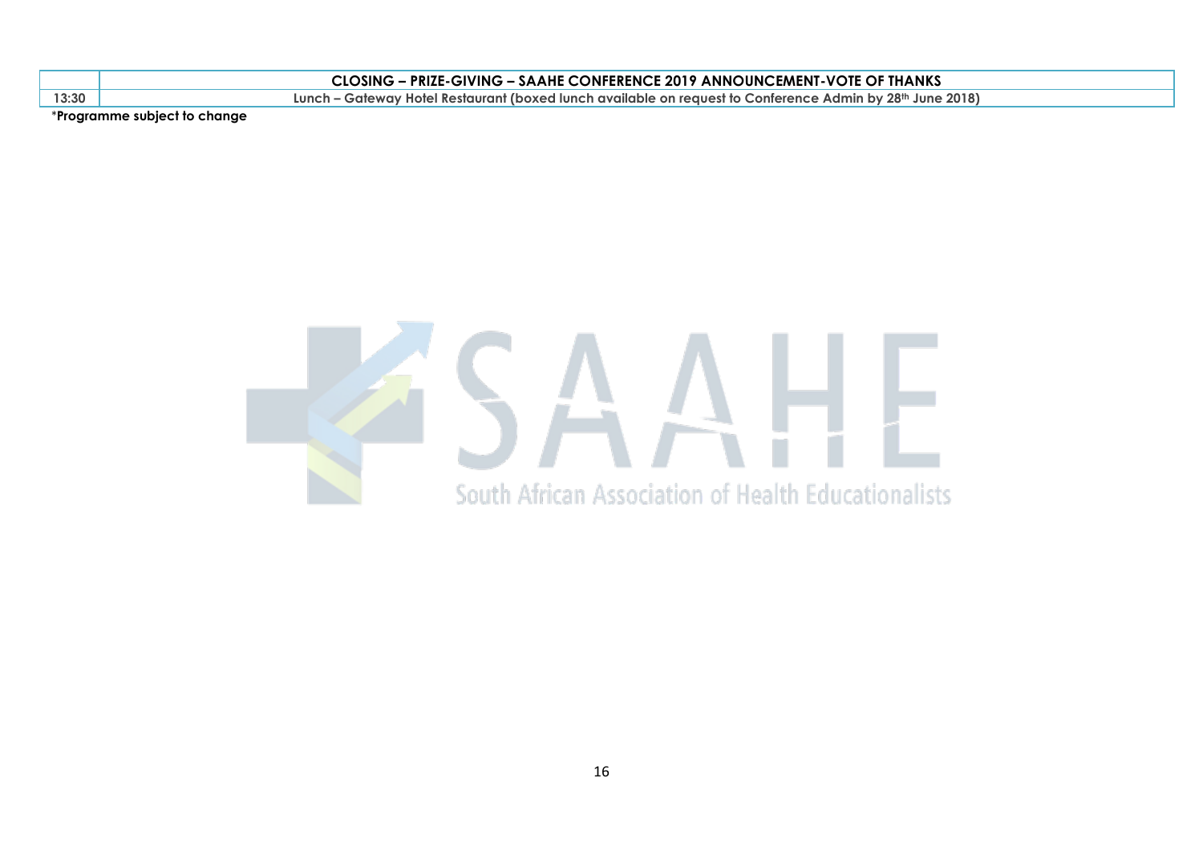| | |
|---|---|
| | **CLOSING – PRIZE-GIVING – SAAHE CONFERENCE 2019 ANNOUNCEMENT-VOTE OF THANKS** |
| **13:30** | **Lunch – Gateway Hotel Restaurant (boxed lunch available on request to Conference Admin by 28th June 2018)** |

**\*Programme subject to change**

SAAHE

South African Association of Health Educationalists